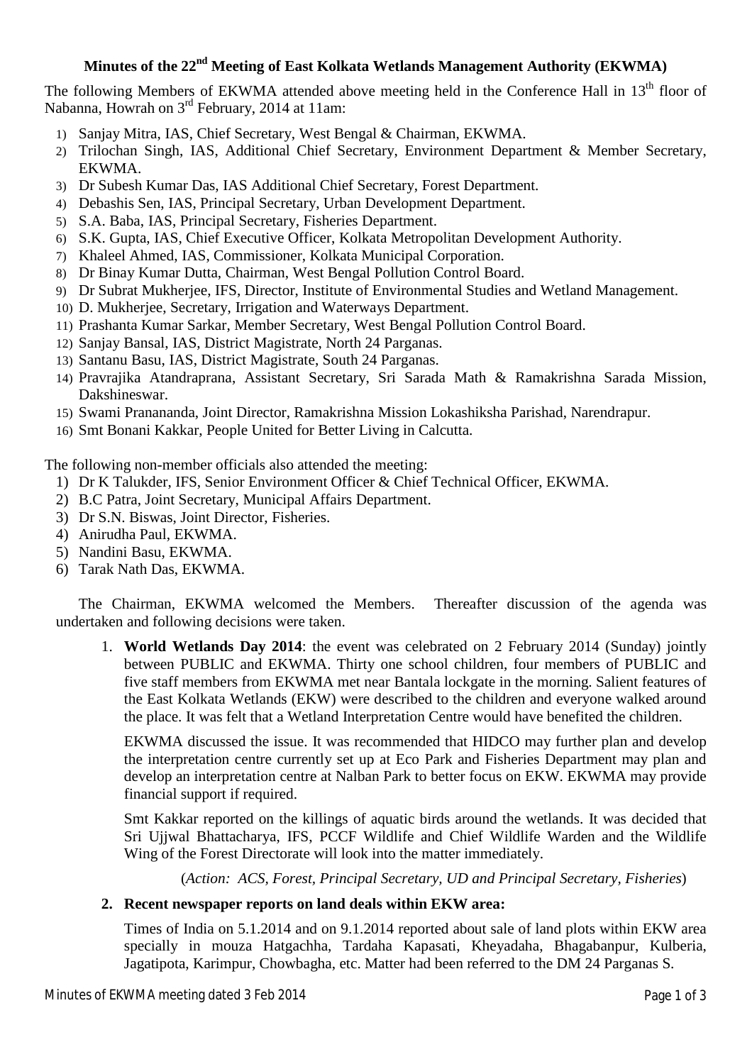# Minutes of the 22nd Meeting of East Kolkata Wetlands Management Authority (EKWMA)

The following Members of EKWMA attended above meeting held in the Conference Hall in 13th floor of Nabanna, Howrah on 3rd February, 2014 at 11am:

1) Sanjay Mitra, IAS, Chief Secretary, West Bengal & Chairman, EKWMA.
2) Trilochan Singh, IAS, Additional Chief Secretary, Environment Department & Member Secretary, EKWMA.
3) Dr Subesh Kumar Das, IAS Additional Chief Secretary, Forest Department.
4) Debashis Sen, IAS, Principal Secretary, Urban Development Department.
5) S.A. Baba, IAS, Principal Secretary, Fisheries Department.
6) S.K. Gupta, IAS, Chief Executive Officer, Kolkata Metropolitan Development Authority.
7) Khaleel Ahmed, IAS, Commissioner, Kolkata Municipal Corporation.
8) Dr Binay Kumar Dutta, Chairman, West Bengal Pollution Control Board.
9) Dr Subrat Mukherjee, IFS, Director, Institute of Environmental Studies and Wetland Management.
10) D. Mukherjee, Secretary, Irrigation and Waterways Department.
11) Prashanta Kumar Sarkar, Member Secretary, West Bengal Pollution Control Board.
12) Sanjay Bansal, IAS, District Magistrate, North 24 Parganas.
13) Santanu Basu, IAS, District Magistrate, South 24 Parganas.
14) Pravrajika Atandraprana, Assistant Secretary, Sri Sarada Math & Ramakrishna Sarada Mission, Dakshineswar.
15) Swami Pranananda, Joint Director, Ramakrishna Mission Lokashiksha Parishad, Narendrapur.
16) Smt Bonani Kakkar, People United for Better Living in Calcutta.

The following non-member officials also attended the meeting:

1) Dr K Talukder, IFS, Senior Environment Officer & Chief Technical Officer, EKWMA.
2) B.C Patra, Joint Secretary, Municipal Affairs Department.
3) Dr S.N. Biswas, Joint Director, Fisheries.
4) Anirudha Paul, EKWMA.
5) Nandini Basu, EKWMA.
6) Tarak Nath Das, EKWMA.

The Chairman, EKWMA welcomed the Members. Thereafter discussion of the agenda was undertaken and following decisions were taken.

1. **World Wetlands Day 2014**: the event was celebrated on 2 February 2014 (Sunday) jointly between PUBLIC and EKWMA. Thirty one school children, four members of PUBLIC and five staff members from EKWMA met near Bantala lockgate in the morning. Salient features of the East Kolkata Wetlands (EKW) were described to the children and everyone walked around the place. It was felt that a Wetland Interpretation Centre would have benefited the children.

   EKWMA discussed the issue. It was recommended that HIDCO may further plan and develop the interpretation centre currently set up at Eco Park and Fisheries Department may plan and develop an interpretation centre at Nalban Park to better focus on EKW. EKWMA may provide financial support if required.

   Smt Kakkar reported on the killings of aquatic birds around the wetlands. It was decided that Sri Ujjwal Bhattacharya, IFS, PCCF Wildlife and Chief Wildlife Warden and the Wildlife Wing of the Forest Directorate will look into the matter immediately.

   (*Action: ACS, Forest, Principal Secretary, UD and Principal Secretary, Fisheries*)

2. **Recent newspaper reports on land deals within EKW area:**

   Times of India on 5.1.2014 and on 9.1.2014 reported about sale of land plots within EKW area specially in mouza Hatgachha, Tardaha Kapasati, Kheyadaha, Bhagabanpur, Kulberia, Jagatipota, Karimpur, Chowbagha, etc. Matter had been referred to the DM 24 Parganas S.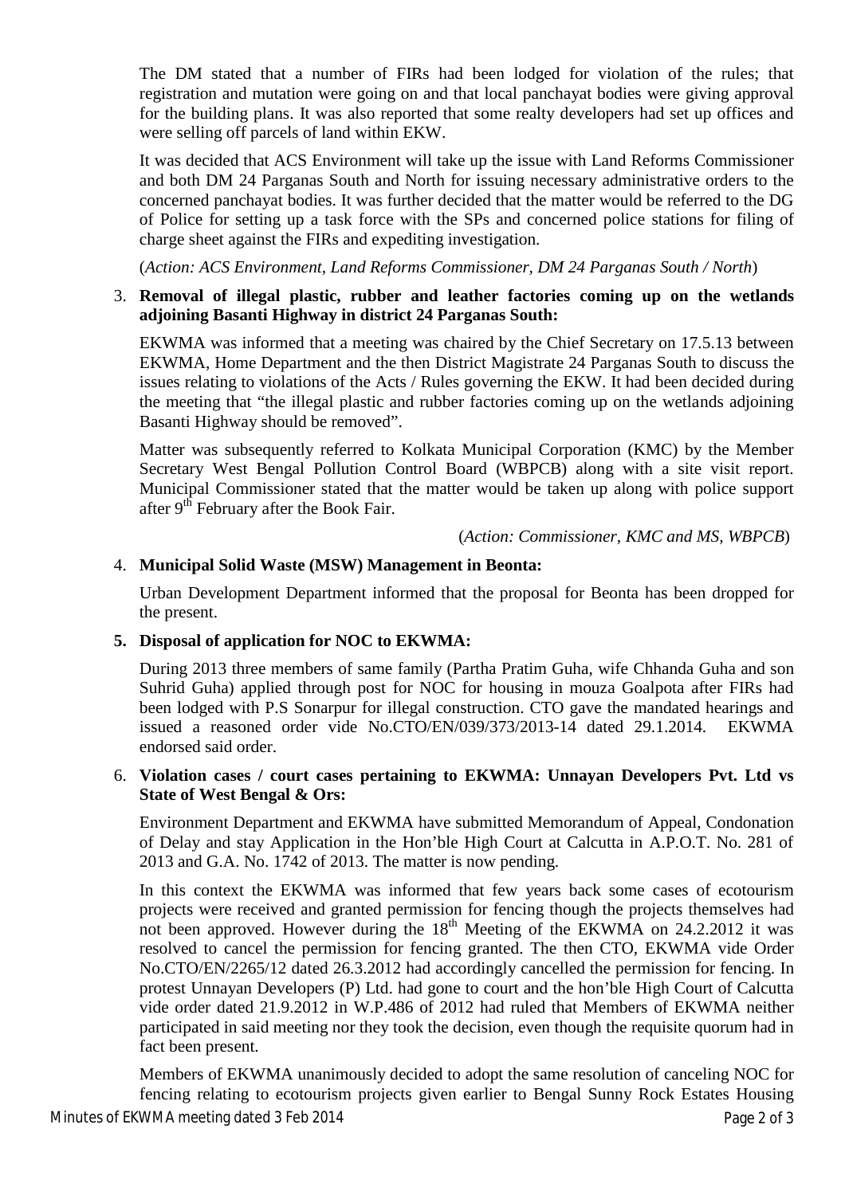The DM stated that a number of FIRs had been lodged for violation of the rules; that registration and mutation were going on and that local panchayat bodies were giving approval for the building plans. It was also reported that some realty developers had set up offices and were selling off parcels of land within EKW.

It was decided that ACS Environment will take up the issue with Land Reforms Commissioner and both DM 24 Parganas South and North for issuing necessary administrative orders to the concerned panchayat bodies. It was further decided that the matter would be referred to the DG of Police for setting up a task force with the SPs and concerned police stations for filing of charge sheet against the FIRs and expediting investigation.

(*Action: ACS Environment, Land Reforms Commissioner, DM 24 Parganas South / North*)

3. **Removal of illegal plastic, rubber and leather factories coming up on the wetlands adjoining Basanti Highway in district 24 Parganas South:**

   EKWMA was informed that a meeting was chaired by the Chief Secretary on 17.5.13 between EKWMA, Home Department and the then District Magistrate 24 Parganas South to discuss the issues relating to violations of the Acts / Rules governing the EKW. It had been decided during the meeting that "the illegal plastic and rubber factories coming up on the wetlands adjoining Basanti Highway should be removed".

   Matter was subsequently referred to Kolkata Municipal Corporation (KMC) by the Member Secretary West Bengal Pollution Control Board (WBPCB) along with a site visit report. Municipal Commissioner stated that the matter would be taken up along with police support after 9th February after the Book Fair.

   (*Action: Commissioner, KMC and MS, WBPCB*)

4. **Municipal Solid Waste (MSW) Management in Beonta:**

   Urban Development Department informed that the proposal for Beonta has been dropped for the present.

5. **Disposal of application for NOC to EKWMA:**

   During 2013 three members of same family (Partha Pratim Guha, wife Chhanda Guha and son Suhrid Guha) applied through post for NOC for housing in mouza Goalpota after FIRs had been lodged with P.S Sonarpur for illegal construction. CTO gave the mandated hearings and issued a reasoned order vide No.CTO/EN/039/373/2013-14 dated 29.1.2014. EKWMA endorsed said order.

6. **Violation cases / court cases pertaining to EKWMA: Unnayan Developers Pvt. Ltd vs State of West Bengal & Ors:**

   Environment Department and EKWMA have submitted Memorandum of Appeal, Condonation of Delay and stay Application in the Hon'ble High Court at Calcutta in A.P.O.T. No. 281 of 2013 and G.A. No. 1742 of 2013. The matter is now pending.

   In this context the EKWMA was informed that few years back some cases of ecotourism projects were received and granted permission for fencing though the projects themselves had not been approved. However during the 18th Meeting of the EKWMA on 24.2.2012 it was resolved to cancel the permission for fencing granted. The then CTO, EKWMA vide Order No.CTO/EN/2265/12 dated 26.3.2012 had accordingly cancelled the permission for fencing. In protest Unnayan Developers (P) Ltd. had gone to court and the hon'ble High Court of Calcutta vide order dated 21.9.2012 in W.P.486 of 2012 had ruled that Members of EKWMA neither participated in said meeting nor they took the decision, even though the requisite quorum had in fact been present.

   Members of EKWMA unanimously decided to adopt the same resolution of canceling NOC for fencing relating to ecotourism projects given earlier to Bengal Sunny Rock Estates Housing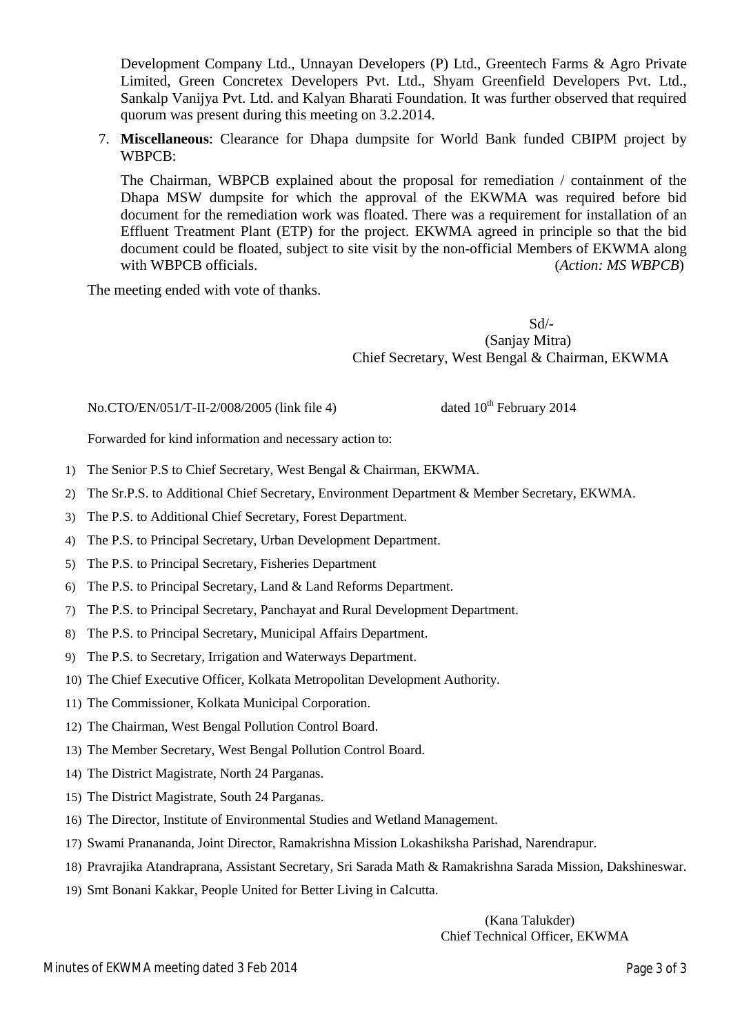Development Company Ltd., Unnayan Developers (P) Ltd., Greentech Farms & Agro Private Limited, Green Concretex Developers Pvt. Ltd., Shyam Greenfield Developers Pvt. Ltd., Sankalp Vanijya Pvt. Ltd. and Kalyan Bharati Foundation. It was further observed that required quorum was present during this meeting on 3.2.2014.

7. **Miscellaneous**: Clearance for Dhapa dumpsite for World Bank funded CBIPM project by WBPCB:

   The Chairman, WBPCB explained about the proposal for remediation / containment of the Dhapa MSW dumpsite for which the approval of the EKWMA was required before bid document for the remediation work was floated. There was a requirement for installation of an Effluent Treatment Plant (ETP) for the project. EKWMA agreed in principle so that the bid document could be floated, subject to site visit by the non-official Members of EKWMA along with WBPCB officials. (*Action: MS WBPCB*)

The meeting ended with vote of thanks.

Sd/-
(Sanjay Mitra)
Chief Secretary, West Bengal & Chairman, EKWMA

No.CTO/EN/051/T-II-2/008/2005 (link file 4) dated 10th February 2014

Forwarded for kind information and necessary action to:

1) The Senior P.S to Chief Secretary, West Bengal & Chairman, EKWMA.
2) The Sr.P.S. to Additional Chief Secretary, Environment Department & Member Secretary, EKWMA.
3) The P.S. to Additional Chief Secretary, Forest Department.
4) The P.S. to Principal Secretary, Urban Development Department.
5) The P.S. to Principal Secretary, Fisheries Department
6) The P.S. to Principal Secretary, Land & Land Reforms Department.
7) The P.S. to Principal Secretary, Panchayat and Rural Development Department.
8) The P.S. to Principal Secretary, Municipal Affairs Department.
9) The P.S. to Secretary, Irrigation and Waterways Department.
10) The Chief Executive Officer, Kolkata Metropolitan Development Authority.
11) The Commissioner, Kolkata Municipal Corporation.
12) The Chairman, West Bengal Pollution Control Board.
13) The Member Secretary, West Bengal Pollution Control Board.
14) The District Magistrate, North 24 Parganas.
15) The District Magistrate, South 24 Parganas.
16) The Director, Institute of Environmental Studies and Wetland Management.
17) Swami Pranananda, Joint Director, Ramakrishna Mission Lokashiksha Parishad, Narendrapur.
18) Pravrajika Atandraprana, Assistant Secretary, Sri Sarada Math & Ramakrishna Sarada Mission, Dakshineswar.
19) Smt Bonani Kakkar, People United for Better Living in Calcutta.

(Kana Talukder)
Chief Technical Officer, EKWMA